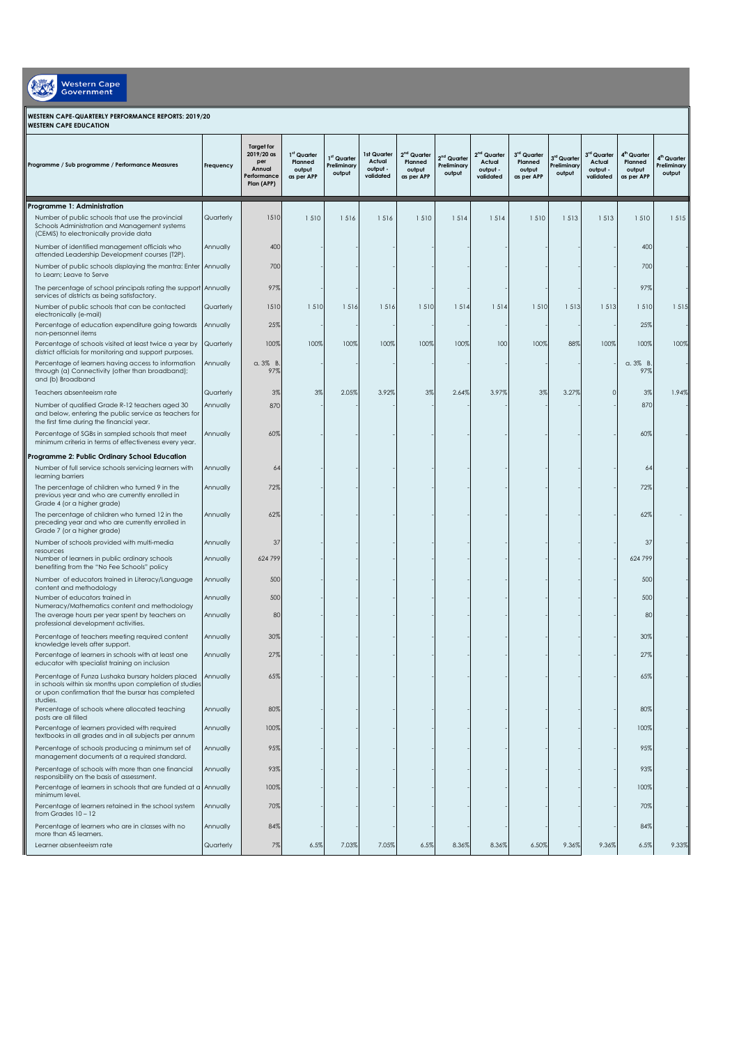Western Cape Government

**WESTERN CAPE-QUARTERLY PERFORMANCE REPORTS: 2019/20**
**WESTERN CAPE EDUCATION**

| Programme / Sub programme / Performance Measures | Frequency | Target for 2019/20 as per Annual Performance Plan (APP) | 1st Quarter Planned output as per APP | 1st Quarter Preliminary output | 1st Quarter Actual output - validated | 2nd Quarter Planned output as per APP | 2nd Quarter Preliminary output | 2nd Quarter Actual output - validated | 3rd Quarter Planned output as per APP | 3rd Quarter Preliminary output | 3rd Quarter Actual output - validated | 4th Quarter Planned output as per APP | 4th Quarter Preliminary output |
|---|---|---|---|---|---|---|---|---|---|---|---|---|---|
| **Programme 1: Administration** | | | | | | | | | | | | | |
| Number of public schools that use the provincial Schools Administration and Management systems (CEMIS) to electronically provide data | Quarterly | 1510 | 1 510 | 1 516 | 1 516 | 1 510 | 1 514 | 1 514 | 1 510 | 1 513 | 1 513 | 1 510 | 1 515 |
| Number of identified management officials who attended Leadership Development courses (T2P). | Annually | 400 | - | - | - | - | - | - | - | - | - | 400 | - |
| Number of public schools displaying the mantra: Enter to Learn; Leave to Serve | Annually | 700 | - | - | - | - | - | - | - | - | - | 700 | - |
| The percentage of school principals rating the support services of districts as being satisfactory. | Annually | 97% | - | - | - | - | - | - | - | - | - | 97% | - |
| Number of public schools that can be contacted electronically (e-mail) | Quarterly | 1510 | 1 510 | 1 516 | 1 516 | 1 510 | 1 514 | 1 514 | 1 510 | 1 513 | 1 513 | 1 510 | 1 515 |
| Percentage of education expenditure going towards non-personnel items | Annually | 25% | - | - | - | - | - | - | - | - | - | 25% | - |
| Percentage of schools visited at least twice a year by district officials for monitoring and support purposes. | Quarterly | 100% | 100% | 100% | 100% | 100% | 100% | 100 | 100% | 88% | 100% | 100% | 100% |
| Percentage of learners having access to information through (a) Connectivity (other than broadband); and (b) Broadband | Annually | a. 3% B. 97% | - | - | - | - | - | - | - | - | - | a. 3% B. 97% | - |
| Teachers absenteeism rate | Quarterly | 3% | 3% | 2.05% | 3.92% | 3% | 2.64% | 3.97% | 3% | 3.27% | 0 | 3% | 1.94% |
| Number of qualified Grade R-12 teachers aged 30 and below, entering the public service as teachers for the first time during the financial year. | Annually | 870 | - | - | - | - | - | - | - | - | - | 870 | - |
| Percentage of SGBs in sampled schools that meet minimum criteria in terms of effectiveness every year. | Annually | 60% | - | - | - | - | - | - | - | - | - | 60% | - |
| **Programme 2: Public Ordinary School Education** | | | | | | | | | | | | | |
| Number of full service schools servicing learners with learning barriers | Annually | 64 | - | - | - | - | - | - | - | - | - | 64 | - |
| The percentage of children who turned 9 in the previous year and who are currently enrolled in Grade 4 (or a higher grade) | Annually | 72% | - | - | - | - | - | - | - | - | - | 72% | - |
| The percentage of children who turned 12 in the preceding year and who are currently enrolled in Grade 7 (or a higher grade) | Annually | 62% | - | - | - | - | - | - | - | - | - | 62% | - |
| Number of schools provided with multi-media resources | Annually | 37 | - | - | - | - | - | - | - | - | - | 37 | - |
| Number of learners in public ordinary schools benefiting from the "No Fee Schools" policy | Annually | 624 799 | - | - | - | - | - | - | - | - | - | 624 799 | - |
| Number of educators trained in Literacy/Language content and methodology | Annually | 500 | - | - | - | - | - | - | - | - | - | 500 | - |
| Number of educators trained in Numeracy/Mathematics content and methodology | Annually | 500 | - | - | - | - | - | - | - | - | - | 500 | - |
| The average hours per year spent by teachers on professional development activities. | Annually | 80 | - | - | - | - | - | - | - | - | - | 80 | - |
| Percentage of teachers meeting required content knowledge levels after support. | Annually | 30% | - | - | - | - | - | - | - | - | - | 30% | - |
| Percentage of learners in schools with at least one educator with specialist training on inclusion | Annually | 27% | - | - | - | - | - | - | - | - | - | 27% | - |
| Percentage of Funza Lushaka bursary holders placed in schools within six months upon completion of studies or upon confirmation that the bursar has completed studies. | Annually | 65% | - | - | - | - | - | - | - | - | - | 65% | - |
| Percentage of schools where allocated teaching posts are all filled | Annually | 80% | - | - | - | - | - | - | - | - | - | 80% | - |
| Percentage of learners provided with required textbooks in all grades and in all subjects per annum | Annually | 100% | - | - | - | - | - | - | - | - | - | 100% | - |
| Percentage of schools producing a minimum set of management documents at a required standard. | Annually | 95% | - | - | - | - | - | - | - | - | - | 95% | - |
| Percentage of schools with more than one financial responsibility on the basis of assessment. | Annually | 93% | - | - | - | - | - | - | - | - | - | 93% | - |
| Percentage of learners in schools that are funded at a minimum level. | Annually | 100% | - | - | - | - | - | - | - | - | - | 100% | - |
| Percentage of learners retained in the school system from Grades 10 – 12 | Annually | 70% | - | - | - | - | - | - | - | - | - | 70% | - |
| Percentage of learners who are in classes with no more than 45 learners. | Annually | 84% | - | - | - | - | - | - | - | - | - | 84% | - |
| Learner absenteeism rate | Quarterly | 7% | 6.5% | 7.03% | 7.05% | 6.5% | 8.36% | 8.36% | 6.50% | 9.36% | 9.36% | 6.5% | 9.33% |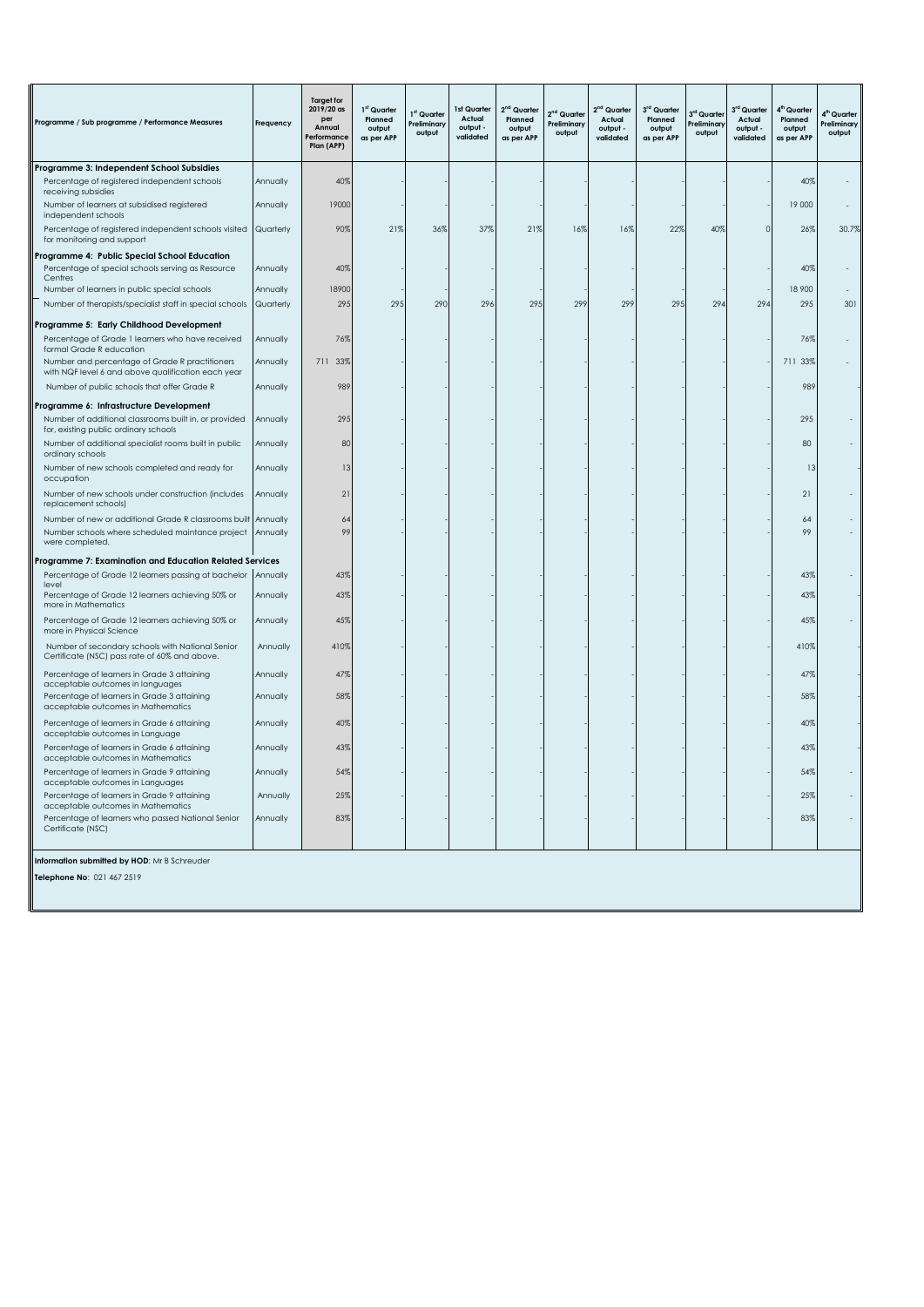| Programme / Sub programme / Performance Measures | Frequency | Target for 2019/20 as per Annual Performance Plan (APP) | 1st Quarter Planned output as per APP | 1st Quarter Preliminary output | 1st Quarter Actual output - validated | 2nd Quarter Planned output as per APP | 2nd Quarter Preliminary output | 2nd Quarter Actual output - validated | 3rd Quarter Planned output as per APP | 3rd Quarter Preliminary output | 3rd Quarter Actual output - validated | 4th Quarter Planned output as per APP | 4th Quarter Preliminary output |
|---|---|---|---|---|---|---|---|---|---|---|---|---|---|
| **Programme 3: Independent School Subsidies** | | | | | | | | | | | | | |
| Percentage of registered independent schools receiving subsidies | Annually | 40% | - | - | - | - | - | - | - | - | - | 40% | - |
| Number of learners at subsidised registered independent schools | Annually | 19000 | - | - | - | - | - | - | - | - | - | 19 000 | - |
| Percentage of registered independent schools visited for monitoring and support | Quarterly | 90% | 21% | 36% | 37% | 21% | 16% | 16% | 22% | 40% | 0 | 26% | 30.7% |
| **Programme 4: Public Special School Education** | | | | | | | | | | | | | |
| Percentage of special schools serving as Resource Centres | Annually | 40% | - | - | - | - | - | - | - | - | - | 40% | - |
| Number of learners in public special schools | Annually | 18900 | - | - | - | - | - | - | - | - | - | 18 900 | - |
| Number of therapists/specialist staff in special schools | Quarterly | 295 | 295 | 290 | 296 | 295 | 299 | 299 | 295 | 294 | 294 | 295 | 301 |
| **Programme 5: Early Childhood Development** | | | | | | | | | | | | | |
| Percentage of Grade 1 learners who have received formal Grade R education | Annually | 76% | - | - | - | - | - | - | - | - | - | 76% | - |
| Number and percentage of Grade R practitioners with NQF level 6 and above qualification each year | Annually | 711 33% | - | - | - | - | - | - | - | - | - | 711 33% | - |
| Number of public schools that offer Grade R | Annually | 989 | - | - | - | - | - | - | - | - | - | 989 | - |
| **Programme 6: Infrastructure Development** | | | | | | | | | | | | | |
| Number of additional classrooms built in, or provided for, existing public ordinary schools | Annually | 295 | - | - | - | - | - | - | - | - | - | 295 | - |
| Number of additional specialist rooms built in public ordinary schools | Annually | 80 | - | - | - | - | - | - | - | - | - | 80 | - |
| Number of new schools completed and ready for occupation | Annually | 13 | - | - | - | - | - | - | - | - | - | 13 | - |
| Number of new schools under construction (includes replacement schools) | Annually | 21 | - | - | - | - | - | - | - | - | - | 21 | - |
| Number of new or additional Grade R classrooms built | Annually | 64 | - | - | - | - | - | - | - | - | - | 64 | - |
| Number schools where scheduled maintance project were completed. | Annually | 99 | - | - | - | - | - | - | - | - | - | 99 | - |
| **Programme 7: Examination and Education Related Services** | | | | | | | | | | | | | |
| Percentage of Grade 12 learners passing at bachelor level | Annually | 43% | - | - | - | - | - | - | - | - | - | 43% | - |
| Percentage of Grade 12 learners achieving 50% or more in Mathematics | Annually | 43% | - | - | - | - | - | - | - | - | - | 43% | - |
| Percentage of Grade 12 learners achieving 50% or more in Physical Science | Annually | 45% | - | - | - | - | - | - | - | - | - | 45% | - |
| Number of secondary schools with National Senior Certificate (NSC) pass rate of 60% and above. | Annually | 410% | - | - | - | - | - | - | - | - | - | 410% | - |
| Percentage of learners in Grade 3 attaining acceptable outcomes in languages | Annually | 47% | - | - | - | - | - | - | - | - | - | 47% | - |
| Percentage of learners in Grade 3 attaining acceptable outcomes in Mathematics | Annually | 58% | - | - | - | - | - | - | - | - | - | 58% | - |
| Percentage of learners in Grade 6 attaining acceptable outcomes in Language | Annually | 40% | - | - | - | - | - | - | - | - | - | 40% | - |
| Percentage of learners in Grade 6 attaining acceptable outcomes in Mathematics | Annually | 43% | - | - | - | - | - | - | - | - | - | 43% | - |
| Percentage of learners in Grade 9 attaining acceptable outcomes in Languages | Annually | 54% | - | - | - | - | - | - | - | - | - | 54% | - |
| Percentage of learners in Grade 9 attaining acceptable outcomes in Mathematics | Annually | 25% | - | - | - | - | - | - | - | - | - | 25% | - |
| Percentage of learners who passed National Senior Certificate (NSC) | Annually | 83% | - | - | - | - | - | - | - | - | - | 83% | - |

**Information submitted by HOD**: Mr B Schreuder

**Telephone No**: 021 467 2519